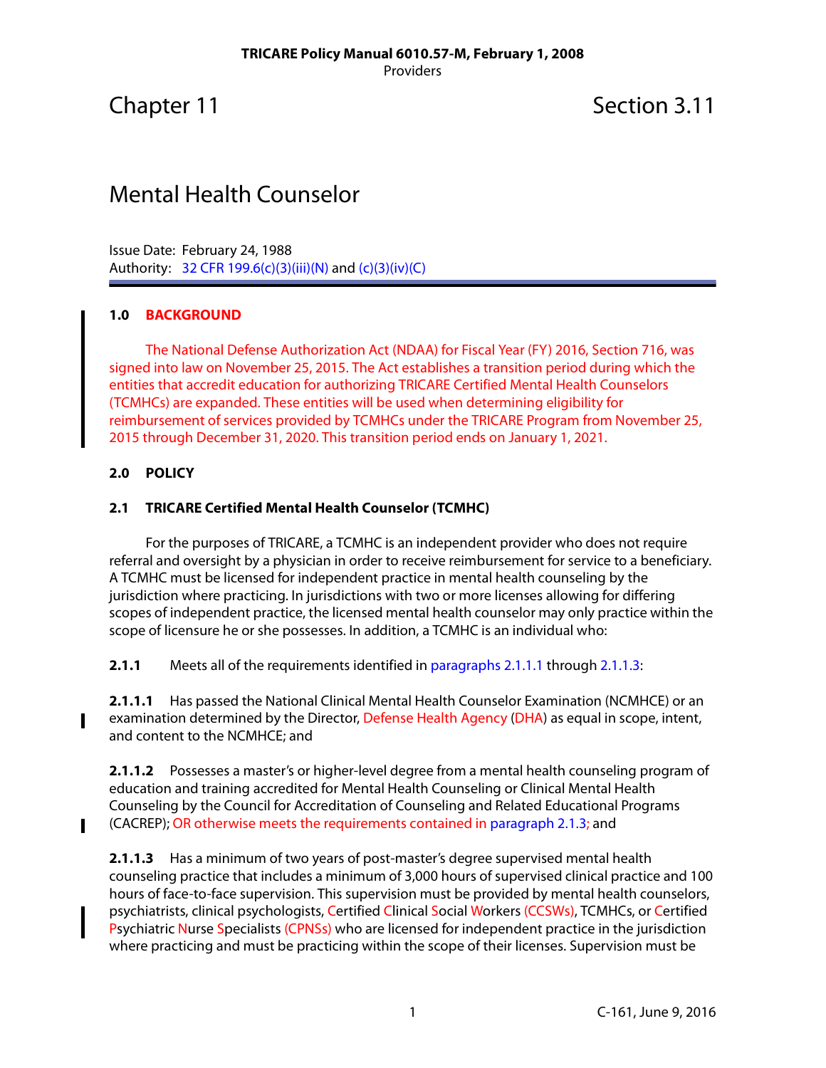# Chapter 11 Section 3.11

## Mental Health Counselor

Issue Date: February 24, 1988
Authority: 32 CFR 199.6(c)(3)(iii)(N) and (c)(3)(iv)(C)

### 1.0 BACKGROUND

The National Defense Authorization Act (NDAA) for Fiscal Year (FY) 2016, Section 716, was signed into law on November 25, 2015. The Act establishes a transition period during which the entities that accredit education for authorizing TRICARE Certified Mental Health Counselors (TCMHCs) are expanded. These entities will be used when determining eligibility for reimbursement of services provided by TCMHCs under the TRICARE Program from November 25, 2015 through December 31, 2020. This transition period ends on January 1, 2021.

### 2.0 POLICY

### 2.1 TRICARE Certified Mental Health Counselor (TCMHC)

For the purposes of TRICARE, a TCMHC is an independent provider who does not require referral and oversight by a physician in order to receive reimbursement for service to a beneficiary. A TCMHC must be licensed for independent practice in mental health counseling by the jurisdiction where practicing. In jurisdictions with two or more licenses allowing for differing scopes of independent practice, the licensed mental health counselor may only practice within the scope of licensure he or she possesses. In addition, a TCMHC is an individual who:

**2.1.1** Meets all of the requirements identified in paragraphs 2.1.1.1 through 2.1.1.3:

**2.1.1.1** Has passed the National Clinical Mental Health Counselor Examination (NCMHCE) or an examination determined by the Director, Defense Health Agency (DHA) as equal in scope, intent, and content to the NCMHCE; and

**2.1.1.2** Possesses a master's or higher-level degree from a mental health counseling program of education and training accredited for Mental Health Counseling or Clinical Mental Health Counseling by the Council for Accreditation of Counseling and Related Educational Programs (CACREP); OR otherwise meets the requirements contained in paragraph 2.1.3; and

**2.1.1.3** Has a minimum of two years of post-master's degree supervised mental health counseling practice that includes a minimum of 3,000 hours of supervised clinical practice and 100 hours of face-to-face supervision. This supervision must be provided by mental health counselors, psychiatrists, clinical psychologists, Certified Clinical Social Workers (CCSWs), TCMHCs, or Certified Psychiatric Nurse Specialists (CPNSs) who are licensed for independent practice in the jurisdiction where practicing and must be practicing within the scope of their licenses. Supervision must be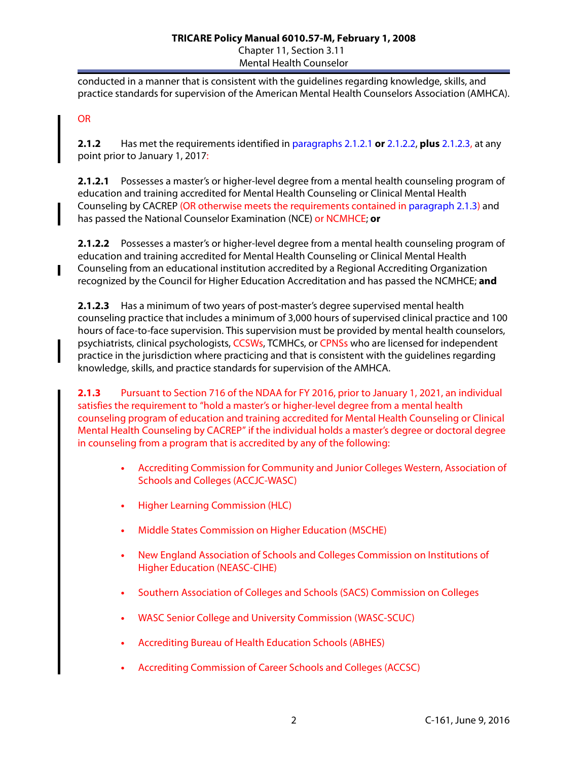conducted in a manner that is consistent with the guidelines regarding knowledge, skills, and practice standards for supervision of the American Mental Health Counselors Association (AMHCA).

OR

**2.1.2** Has met the requirements identified in paragraphs 2.1.2.1 **or** 2.1.2.2, **plus** 2.1.2.3, at any point prior to January 1, 2017:

**2.1.2.1** Possesses a master's or higher-level degree from a mental health counseling program of education and training accredited for Mental Health Counseling or Clinical Mental Health Counseling by CACREP (OR otherwise meets the requirements contained in paragraph 2.1.3) and has passed the National Counselor Examination (NCE) or NCMHCE; **or**

**2.1.2.2** Possesses a master's or higher-level degree from a mental health counseling program of education and training accredited for Mental Health Counseling or Clinical Mental Health Counseling from an educational institution accredited by a Regional Accrediting Organization recognized by the Council for Higher Education Accreditation and has passed the NCMHCE; **and**

**2.1.2.3** Has a minimum of two years of post-master's degree supervised mental health counseling practice that includes a minimum of 3,000 hours of supervised clinical practice and 100 hours of face-to-face supervision. This supervision must be provided by mental health counselors, psychiatrists, clinical psychologists, CCSWs, TCMHCs, or CPNSs who are licensed for independent practice in the jurisdiction where practicing and that is consistent with the guidelines regarding knowledge, skills, and practice standards for supervision of the AMHCA.

**2.1.3** Pursuant to Section 716 of the NDAA for FY 2016, prior to January 1, 2021, an individual satisfies the requirement to "hold a master's or higher-level degree from a mental health counseling program of education and training accredited for Mental Health Counseling or Clinical Mental Health Counseling by CACREP" if the individual holds a master's degree or doctoral degree in counseling from a program that is accredited by any of the following:

- Accrediting Commission for Community and Junior Colleges Western, Association of Schools and Colleges (ACCJC-WASC)
- Higher Learning Commission (HLC)
- Middle States Commission on Higher Education (MSCHE)
- New England Association of Schools and Colleges Commission on Institutions of Higher Education (NEASC-CIHE)
- Southern Association of Colleges and Schools (SACS) Commission on Colleges
- WASC Senior College and University Commission (WASC-SCUC)
- Accrediting Bureau of Health Education Schools (ABHES)
- Accrediting Commission of Career Schools and Colleges (ACCSC)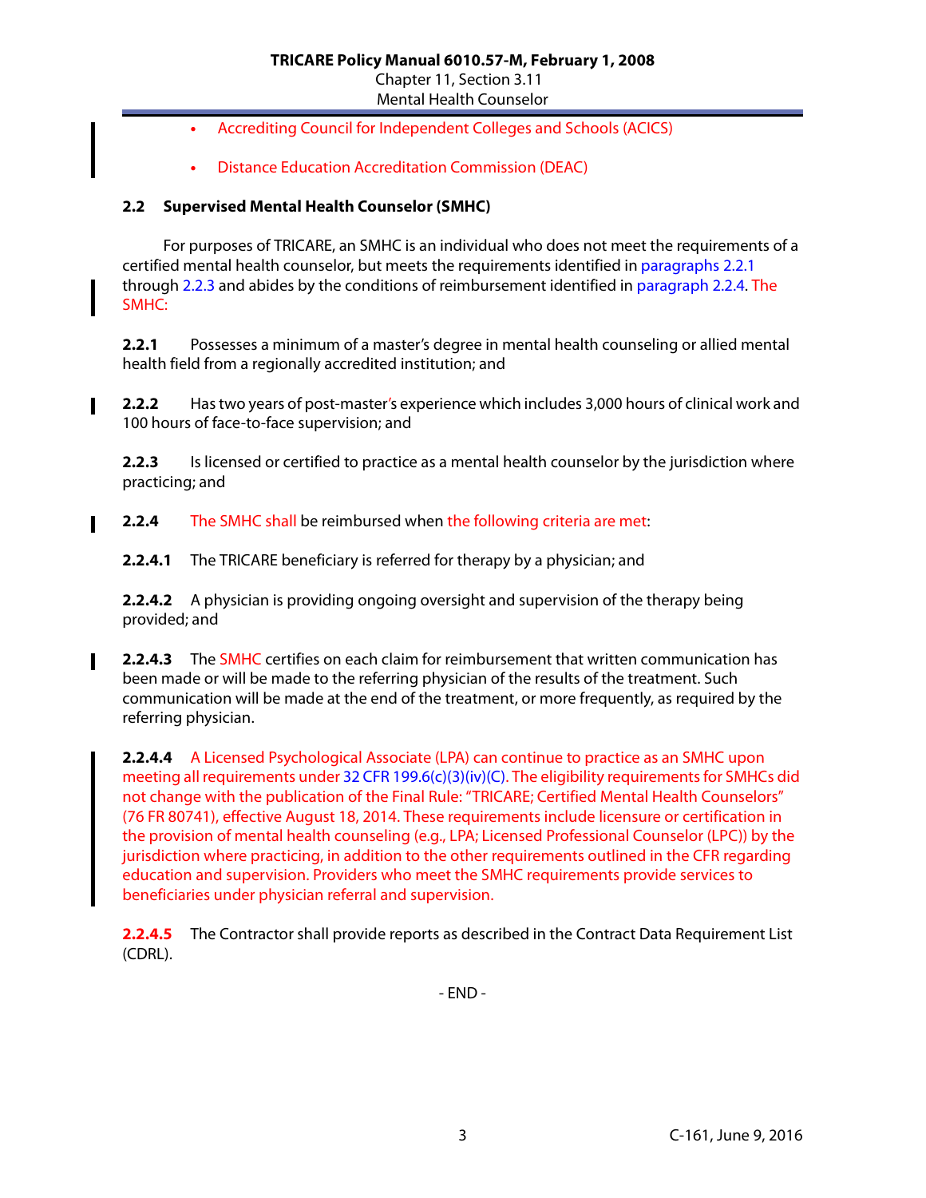- Accrediting Council for Independent Colleges and Schools (ACICS)
- Distance Education Accreditation Commission (DEAC)

### 2.2 Supervised Mental Health Counselor (SMHC)

For purposes of TRICARE, an SMHC is an individual who does not meet the requirements of a certified mental health counselor, but meets the requirements identified in paragraphs 2.2.1 through 2.2.3 and abides by the conditions of reimbursement identified in paragraph 2.2.4. The SMHC:

**2.2.1** Possesses a minimum of a master's degree in mental health counseling or allied mental health field from a regionally accredited institution; and

**2.2.2** Has two years of post-master's experience which includes 3,000 hours of clinical work and 100 hours of face-to-face supervision; and

**2.2.3** Is licensed or certified to practice as a mental health counselor by the jurisdiction where practicing; and

**2.2.4** The SMHC shall be reimbursed when the following criteria are met:

**2.2.4.1** The TRICARE beneficiary is referred for therapy by a physician; and

**2.2.4.2** A physician is providing ongoing oversight and supervision of the therapy being provided; and

**2.2.4.3** The SMHC certifies on each claim for reimbursement that written communication has been made or will be made to the referring physician of the results of the treatment. Such communication will be made at the end of the treatment, or more frequently, as required by the referring physician.

**2.2.4.4** A Licensed Psychological Associate (LPA) can continue to practice as an SMHC upon meeting all requirements under 32 CFR 199.6(c)(3)(iv)(C). The eligibility requirements for SMHCs did not change with the publication of the Final Rule: "TRICARE; Certified Mental Health Counselors" (76 FR 80741), effective August 18, 2014. These requirements include licensure or certification in the provision of mental health counseling (e.g., LPA; Licensed Professional Counselor (LPC)) by the jurisdiction where practicing, in addition to the other requirements outlined in the CFR regarding education and supervision. Providers who meet the SMHC requirements provide services to beneficiaries under physician referral and supervision.

**2.2.4.5** The Contractor shall provide reports as described in the Contract Data Requirement List (CDRL).

- END -